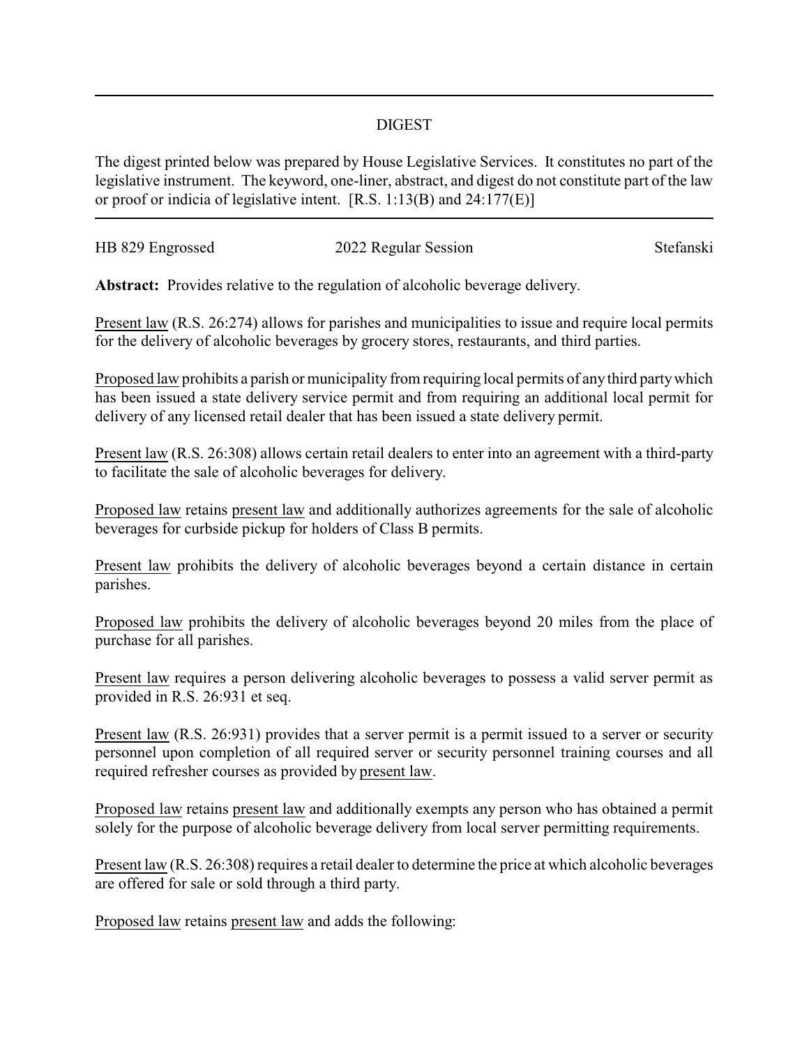# DIGEST

The digest printed below was prepared by House Legislative Services. It constitutes no part of the legislative instrument. The keyword, one-liner, abstract, and digest do not constitute part of the law or proof or indicia of legislative intent. [R.S. 1:13(B) and 24:177(E)]

| HB 829 Engrossed | 2022 Regular Session | Stefanski |
|---|---|---|

**Abstract:** Provides relative to the regulation of alcoholic beverage delivery.

Present law (R.S. 26:274) allows for parishes and municipalities to issue and require local permits for the delivery of alcoholic beverages by grocery stores, restaurants, and third parties.

Proposed law prohibits a parish or municipality from requiring local permits of any third party which has been issued a state delivery service permit and from requiring an additional local permit for delivery of any licensed retail dealer that has been issued a state delivery permit.

Present law (R.S. 26:308) allows certain retail dealers to enter into an agreement with a third-party to facilitate the sale of alcoholic beverages for delivery.

Proposed law retains present law and additionally authorizes agreements for the sale of alcoholic beverages for curbside pickup for holders of Class B permits.

Present law prohibits the delivery of alcoholic beverages beyond a certain distance in certain parishes.

Proposed law prohibits the delivery of alcoholic beverages beyond 20 miles from the place of purchase for all parishes.

Present law requires a person delivering alcoholic beverages to possess a valid server permit as provided in R.S. 26:931 et seq.

Present law (R.S. 26:931) provides that a server permit is a permit issued to a server or security personnel upon completion of all required server or security personnel training courses and all required refresher courses as provided by present law.

Proposed law retains present law and additionally exempts any person who has obtained a permit solely for the purpose of alcoholic beverage delivery from local server permitting requirements.

Present law (R.S. 26:308) requires a retail dealer to determine the price at which alcoholic beverages are offered for sale or sold through a third party.

Proposed law retains present law and adds the following: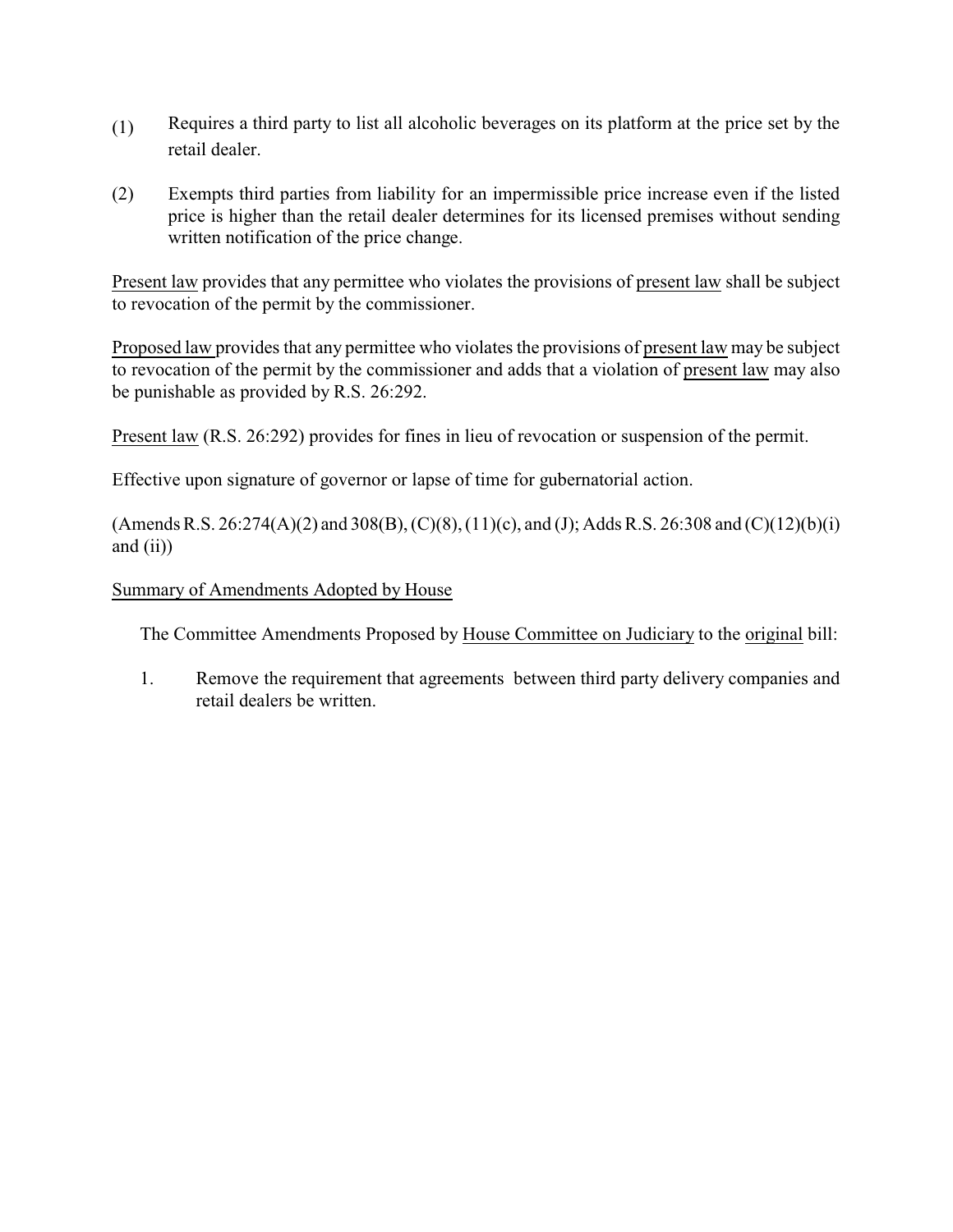(1) Requires a third party to list all alcoholic beverages on its platform at the price set by the retail dealer.

(2) Exempts third parties from liability for an impermissible price increase even if the listed price is higher than the retail dealer determines for its licensed premises without sending written notification of the price change.

Present law provides that any permittee who violates the provisions of present law shall be subject to revocation of the permit by the commissioner.

Proposed law provides that any permittee who violates the provisions of present law may be subject to revocation of the permit by the commissioner and adds that a violation of present law may also be punishable as provided by R.S. 26:292.

Present law (R.S. 26:292) provides for fines in lieu of revocation or suspension of the permit.

Effective upon signature of governor or lapse of time for gubernatorial action.

(Amends R.S. 26:274(A)(2) and 308(B), (C)(8), (11)(c), and (J); Adds R.S. 26:308 and (C)(12)(b)(i) and (ii))

Summary of Amendments Adopted by House

The Committee Amendments Proposed by House Committee on Judiciary to the original bill:

1. Remove the requirement that agreements between third party delivery companies and retail dealers be written.